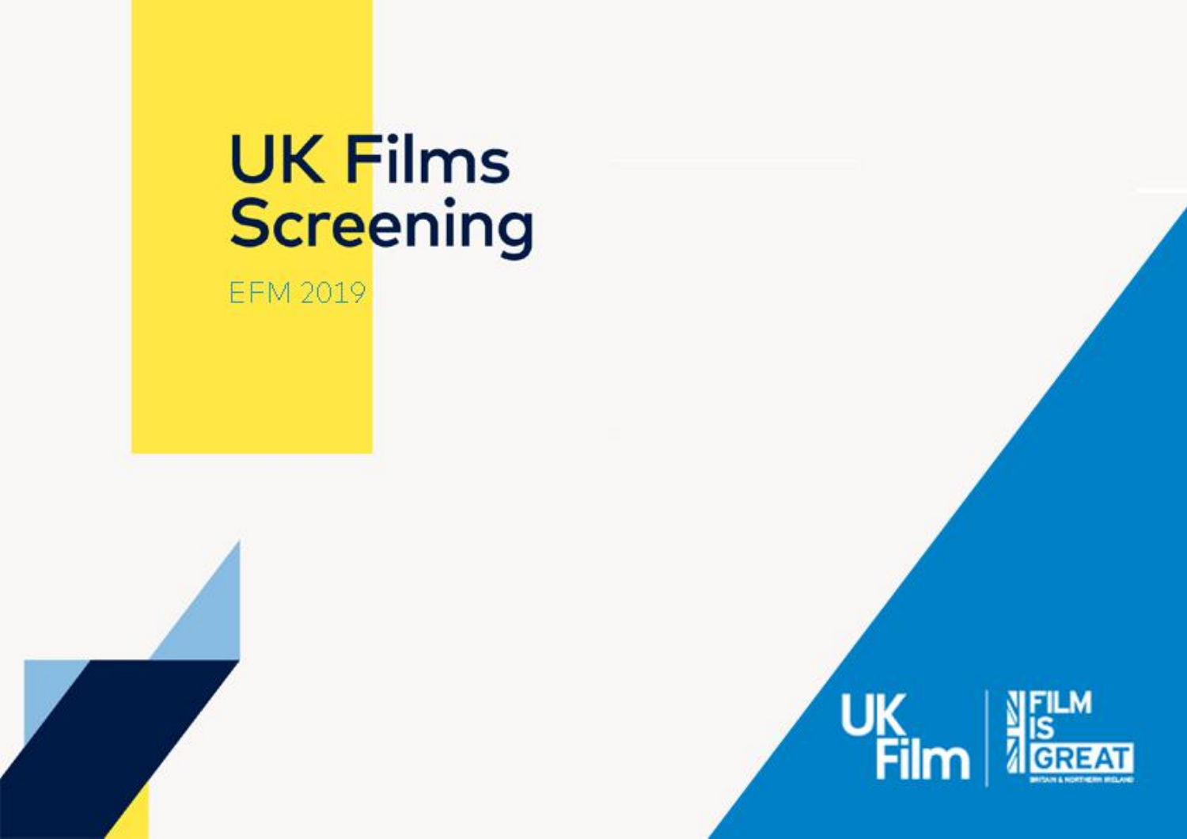# UK Films Screening

EFM 2019

UK Film | FILM IS GREAT

BRITAIN & NORTHERN IRELAND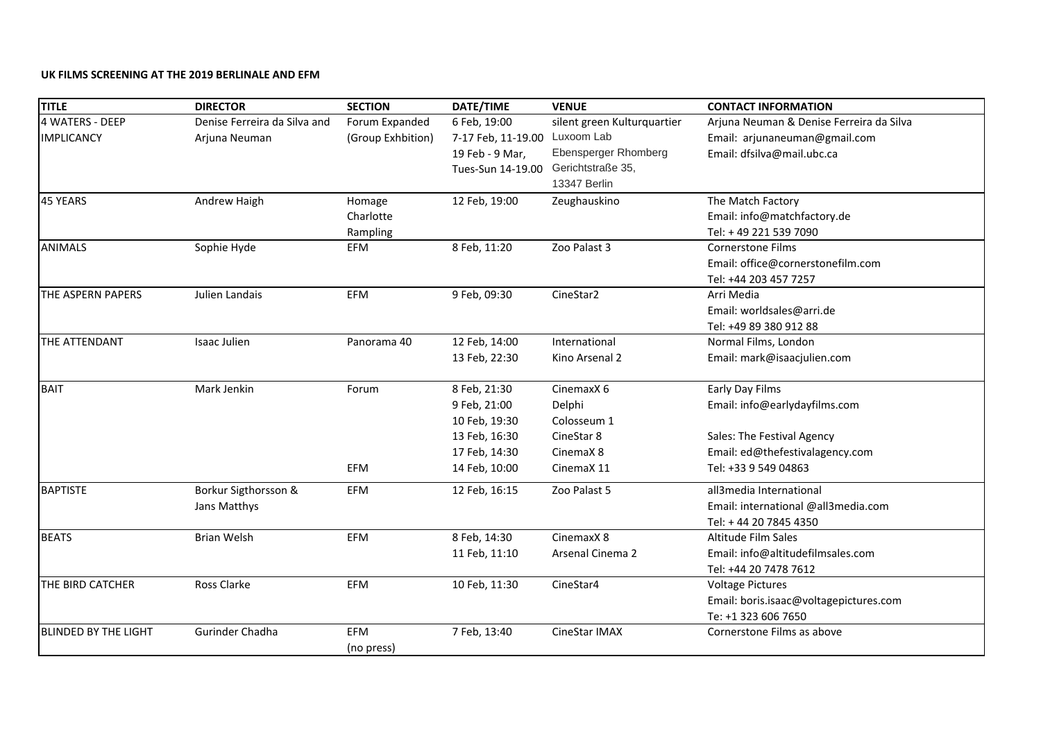**UK FILMS SCREENING AT THE 2019 BERLINALE AND EFM**

| TITLE | DIRECTOR | SECTION | DATE/TIME | VENUE | CONTACT INFORMATION |
|---|---|---|---|---|---|
| 4 WATERS - DEEP IMPLICANCY | Denise Ferreira da Silva and Arjuna Neuman | Forum Expanded (Group Exhbition) | 6 Feb, 19:00<br>7-17 Feb, 11-19.00<br>19 Feb - 9 Mar, Tues-Sun 14-19.00 | silent green Kulturquartier<br>Luxoom Lab<br>Ebensperger Rhomberg<br>Gerichtstraße 35,<br>13347 Berlin | Arjuna Neuman & Denise Ferreira da Silva<br>Email: arjunaneuman@gmail.com<br>Email: dfsilva@mail.ubc.ca |
| 45 YEARS | Andrew Haigh | Homage Charlotte Rampling | 12 Feb, 19:00 | Zeughauskino | The Match Factory<br>Email: info@matchfactory.de<br>Tel: + 49 221 539 7090 |
| ANIMALS | Sophie Hyde | EFM | 8 Feb, 11:20 | Zoo Palast 3 | Cornerstone Films<br>Email: office@cornerstonefilm.com<br>Tel: +44 203 457 7257 |
| THE ASPERN PAPERS | Julien Landais | EFM | 9 Feb, 09:30 | CineStar2 | Arri Media<br>Email: worldsales@arri.de<br>Tel: +49 89 380 912 88 |
| THE ATTENDANT | Isaac Julien | Panorama 40 | 12 Feb, 14:00<br>13 Feb, 22:30 | International<br>Kino Arsenal 2 | Normal Films, London<br>Email: mark@isaacjulien.com |
| BAIT | Mark Jenkin | Forum<br><br><br><br><br>EFM | 8 Feb, 21:30<br>9 Feb, 21:00<br>10 Feb, 19:30<br>13 Feb, 16:30<br>17 Feb, 14:30<br>14 Feb, 10:00 | CinemaxX 6<br>Delphi<br>Colosseum 1<br>CineStar 8<br>CinemaX 8<br>CinemaX 11 | Early Day Films<br>Email: info@earlydayfilms.com<br><br>Sales: The Festival Agency<br>Email: ed@thefestivalagency.com<br>Tel: +33 9 549 04863 |
| BAPTISTE | Borkur Sigthorsson & Jans Matthys | EFM | 12 Feb, 16:15 | Zoo Palast 5 | all3media International<br>Email: international @all3media.com<br>Tel: + 44 20 7845 4350 |
| BEATS | Brian Welsh | EFM | 8 Feb, 14:30<br>11 Feb, 11:10 | CinemaxX 8<br>Arsenal Cinema 2 | Altitude Film Sales<br>Email: info@altitudefilmsales.com<br>Tel: +44 20 7478 7612 |
| THE BIRD CATCHER | Ross Clarke | EFM | 10 Feb, 11:30 | CineStar4 | Voltage Pictures<br>Email: boris.isaac@voltagepictures.com<br>Te: +1 323 606 7650 |
| BLINDED BY THE LIGHT | Gurinder Chadha | EFM<br>(no press) | 7 Feb, 13:40 | CineStar IMAX | Cornerstone Films as above |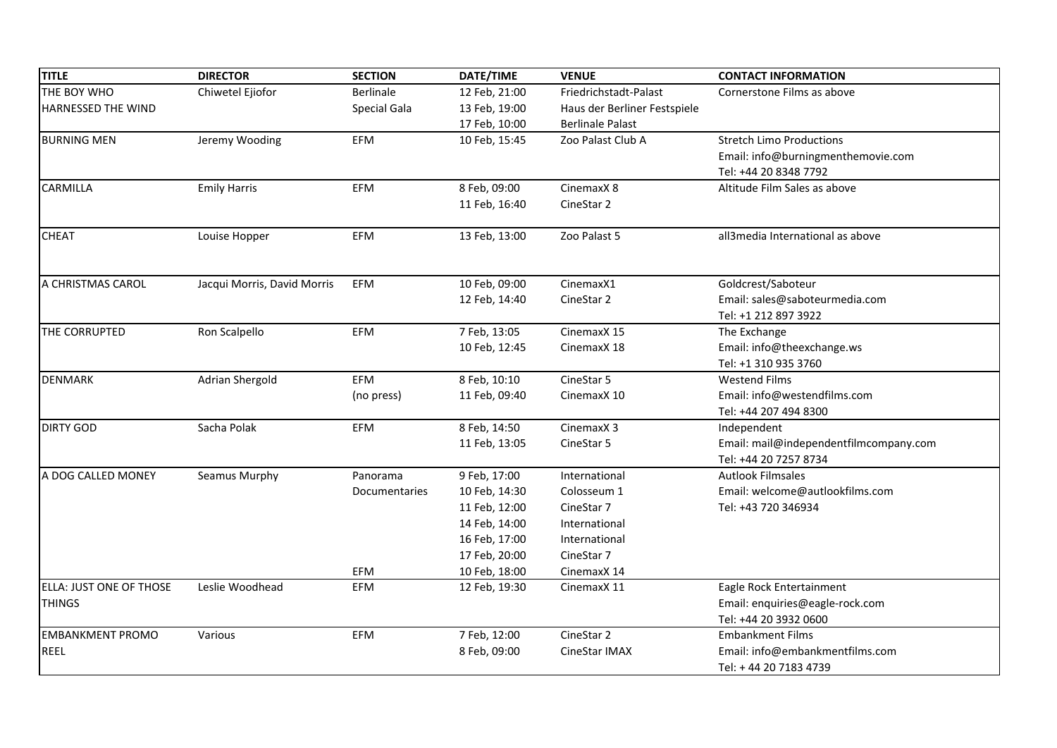| TITLE | DIRECTOR | SECTION | DATE/TIME | VENUE | CONTACT INFORMATION |
|---|---|---|---|---|---|
| THE BOY WHO HARNESSED THE WIND | Chiwetel Ejiofor | Berlinale Special Gala | 12 Feb, 21:00<br>13 Feb, 19:00<br>17 Feb, 10:00 | Friedrichstadt-Palast<br>Haus der Berliner Festspiele<br>Berlinale Palast | Cornerstone Films as above |
| BURNING MEN | Jeremy Wooding | EFM | 10 Feb, 15:45 | Zoo Palast Club A | Stretch Limo Productions<br>Email: info@burningmenthemovie.com<br>Tel: +44 20 8348 7792 |
| CARMILLA | Emily Harris | EFM | 8 Feb, 09:00<br>11 Feb, 16:40 | CinemaxX 8<br>CineStar 2 | Altitude Film Sales as above |
| CHEAT | Louise Hopper | EFM | 13 Feb, 13:00 | Zoo Palast 5 | all3media International as above |
| A CHRISTMAS CAROL | Jacqui Morris, David Morris | EFM | 10 Feb, 09:00<br>12 Feb, 14:40 | CinemaxX1<br>CineStar 2 | Goldcrest/Saboteur<br>Email: sales@saboteurmedia.com<br>Tel: +1 212 897 3922 |
| THE CORRUPTED | Ron Scalpello | EFM | 7 Feb, 13:05<br>10 Feb, 12:45 | CinemaxX 15<br>CinemaxX 18 | The Exchange<br>Email: info@theexchange.ws<br>Tel: +1 310 935 3760 |
| DENMARK | Adrian Shergold | EFM<br>(no press) | 8 Feb, 10:10<br>11 Feb, 09:40 | CineStar 5<br>CinemaxX 10 | Westend Films<br>Email: info@westendfilms.com<br>Tel: +44 207 494 8300 |
| DIRTY GOD | Sacha Polak | EFM | 8 Feb, 14:50<br>11 Feb, 13:05 | CinemaxX 3<br>CineStar 5 | Independent<br>Email: mail@independentfilmcompany.com<br>Tel: +44 20 7257 8734 |
| A DOG CALLED MONEY | Seamus Murphy | Panorama Documentaries<br><br><br><br><br><br>EFM | 9 Feb, 17:00<br>10 Feb, 14:30<br>11 Feb, 12:00<br>14 Feb, 14:00<br>16 Feb, 17:00<br>17 Feb, 20:00<br>10 Feb, 18:00 | International<br>Colosseum 1<br>CineStar 7<br>International<br>International<br>CineStar 7<br>CinemaxX 14 | Autlook Filmsales<br>Email: welcome@autlookfilms.com<br>Tel: +43 720 346934 |
| ELLA: JUST ONE OF THOSE THINGS | Leslie Woodhead | EFM | 12 Feb, 19:30 | CinemaxX 11 | Eagle Rock Entertainment<br>Email: enquiries@eagle-rock.com<br>Tel: +44 20 3932 0600 |
| EMBANKMENT PROMO REEL | Various | EFM | 7 Feb, 12:00<br>8 Feb, 09:00 | CineStar 2<br>CineStar IMAX | Embankment Films<br>Email: info@embankmentfilms.com<br>Tel: + 44 20 7183 4739 |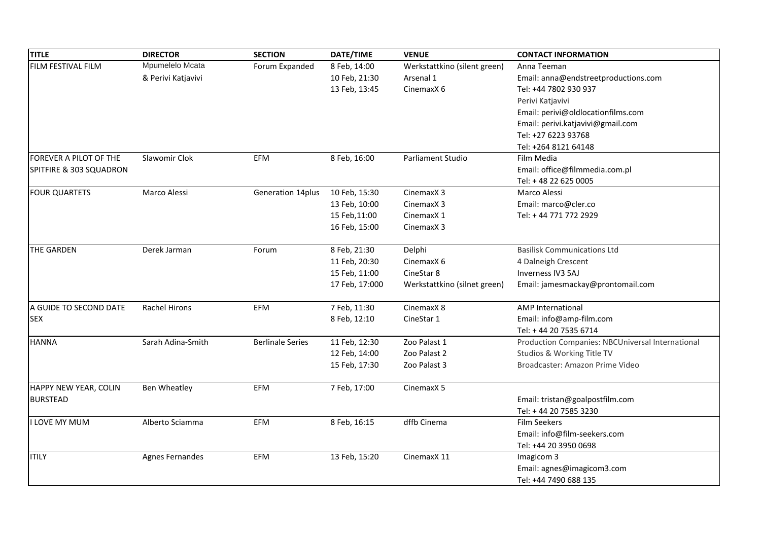| TITLE | DIRECTOR | SECTION | DATE/TIME | VENUE | CONTACT INFORMATION |
|---|---|---|---|---|---|
| FILM FESTIVAL FILM | Mpumelelo Mcata & Perivi Katjavivi | Forum Expanded | 8 Feb, 14:00<br>10 Feb, 21:30<br>13 Feb, 13:45 | Werkstattkino (silent green)<br>Arsenal 1<br>CinemaxX 6 | Anna Teeman<br>Email: anna@endstreetproductions.com<br>Tel: +44 7802 930 937<br>Perivi Katjavivi<br>Email: perivi@oldlocationfilms.com<br>Email: perivi.katjavivi@gmail.com<br>Tel: +27 6223 93768<br>Tel: +264 8121 64148 |
| FOREVER A PILOT OF THE SPITFIRE & 303 SQUADRON | Slawomir Clok | EFM | 8 Feb, 16:00 | Parliament Studio | Film Media<br>Email: office@filmmedia.com.pl<br>Tel: + 48 22 625 0005 |
| FOUR QUARTETS | Marco Alessi | Generation 14plus | 10 Feb, 15:30<br>13 Feb, 10:00<br>15 Feb,11:00<br>16 Feb, 15:00 | CinemaxX 3<br>CinemaxX 3<br>CinemaxX 1<br>CinemaxX 3 | Marco Alessi<br>Email: marco@cler.co<br>Tel: + 44 771 772 2929 |
| THE GARDEN | Derek Jarman | Forum | 8 Feb, 21:30<br>11 Feb, 20:30<br>15 Feb, 11:00<br>17 Feb, 17:000 | Delphi<br>CinemaxX 6<br>CineStar 8<br>Werkstattkino (silnet green) | Basilisk Communications Ltd<br>4 Dalneigh Crescent<br>Inverness IV3 5AJ<br>Email: jamesmackay@prontomail.com |
| A GUIDE TO SECOND DATE SEX | Rachel Hirons | EFM | 7 Feb, 11:30<br>8 Feb, 12:10 | CinemaxX 8<br>CineStar 1 | AMP International<br>Email: info@amp-film.com<br>Tel: + 44 20 7535 6714 |
| HANNA | Sarah Adina-Smith | Berlinale Series | 11 Feb, 12:30<br>12 Feb, 14:00<br>15 Feb, 17:30 | Zoo Palast 1<br>Zoo Palast 2<br>Zoo Palast 3 | Production Companies: NBCUniversal International Studios & Working Title TV<br>Broadcaster: Amazon Prime Video |
| HAPPY NEW YEAR, COLIN BURSTEAD | Ben Wheatley | EFM | 7 Feb, 17:00 | CinemaxX 5 | Email: tristan@goalpostfilm.com<br>Tel: + 44 20 7585 3230 |
| I LOVE MY MUM | Alberto Sciamma | EFM | 8 Feb, 16:15 | dffb Cinema | Film Seekers<br>Email: info@film-seekers.com<br>Tel: +44 20 3950 0698 |
| ITILY | Agnes Fernandes | EFM | 13 Feb, 15:20 | CinemaxX 11 | Imagicom 3<br>Email: agnes@imagicom3.com<br>Tel: +44 7490 688 135 |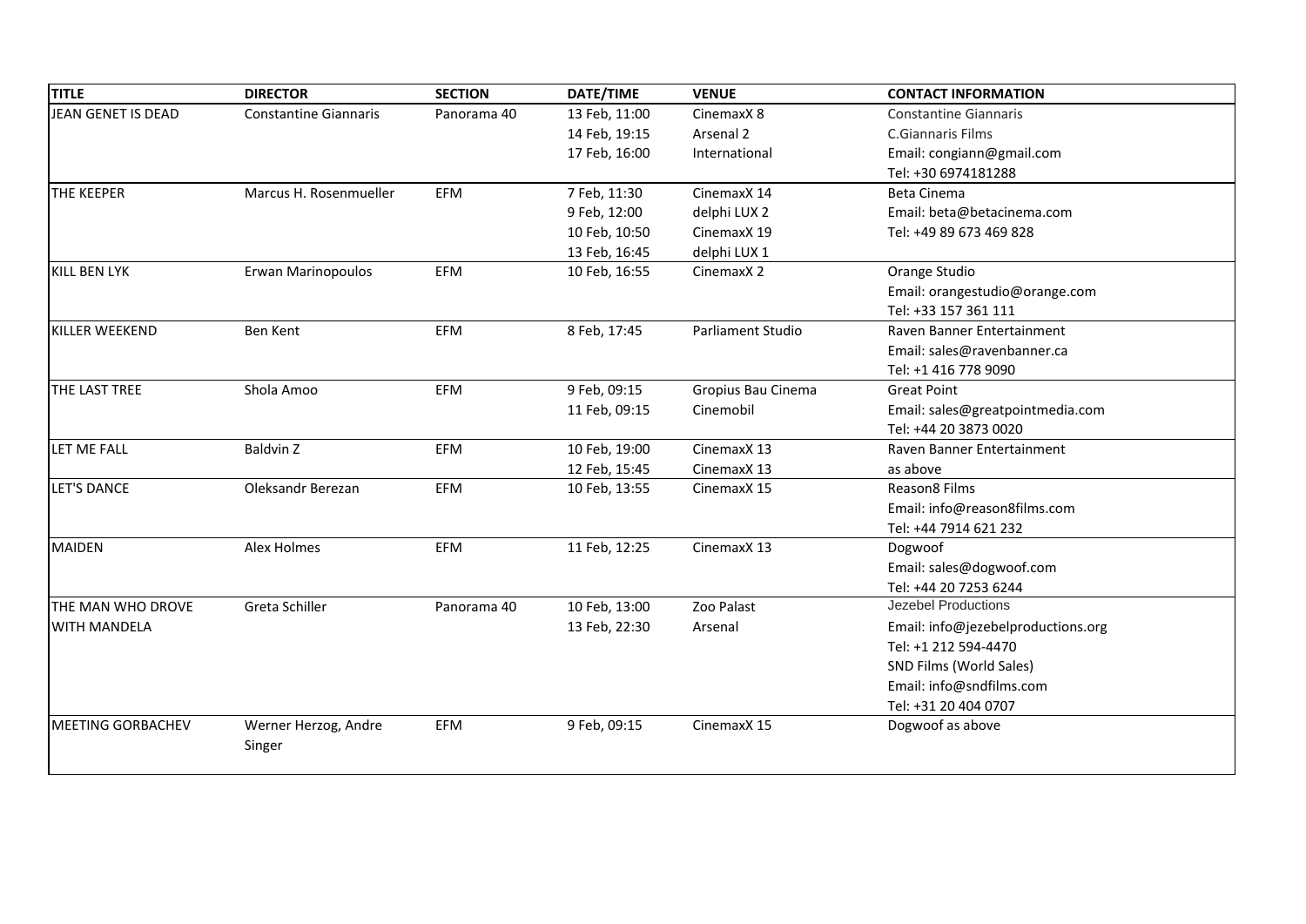| TITLE | DIRECTOR | SECTION | DATE/TIME | VENUE | CONTACT INFORMATION |
| --- | --- | --- | --- | --- | --- |
| JEAN GENET IS DEAD | Constantine Giannaris | Panorama 40 | 13 Feb, 11:00<br>14 Feb, 19:15<br>17 Feb, 16:00 | CinemaxX 8<br>Arsenal 2<br>International | Constantine Giannaris<br>C.Giannaris Films<br>Email: congiann@gmail.com<br>Tel: +30 6974181288 |
| THE KEEPER | Marcus H. Rosenmueller | EFM | 7 Feb, 11:30<br>9 Feb, 12:00<br>10 Feb, 10:50<br>13 Feb, 16:45 | CinemaxX 14<br>delphi LUX 2<br>CinemaxX 19<br>delphi LUX 1 | Beta Cinema<br>Email: beta@betacinema.com<br>Tel: +49 89 673 469 828 |
| KILL BEN LYK | Erwan Marinopoulos | EFM | 10 Feb, 16:55 | CinemaxX 2 | Orange Studio<br>Email: orangestudio@orange.com<br>Tel: +33 157 361 111 |
| KILLER WEEKEND | Ben Kent | EFM | 8 Feb, 17:45 | Parliament Studio | Raven Banner Entertainment<br>Email: sales@ravenbanner.ca<br>Tel: +1 416 778 9090 |
| THE LAST TREE | Shola Amoo | EFM | 9 Feb, 09:15<br>11 Feb, 09:15 | Gropius Bau Cinema<br>Cinemobil | Great Point<br>Email: sales@greatpointmedia.com<br>Tel: +44 20 3873 0020 |
| LET ME FALL | Baldvin Z | EFM | 10 Feb, 19:00<br>12 Feb, 15:45 | CinemaxX 13<br>CinemaxX 13 | Raven Banner Entertainment<br>as above |
| LET'S DANCE | Oleksandr Berezan | EFM | 10 Feb, 13:55 | CinemaxX 15 | Reason8 Films<br>Email: info@reason8films.com<br>Tel: +44 7914 621 232 |
| MAIDEN | Alex Holmes | EFM | 11 Feb, 12:25 | CinemaxX 13 | Dogwoof<br>Email: sales@dogwoof.com<br>Tel: +44 20 7253 6244 |
| THE MAN WHO DROVE WITH MANDELA | Greta Schiller | Panorama 40 | 10 Feb, 13:00<br>13 Feb, 22:30 | Zoo Palast<br>Arsenal | Jezebel Productions<br>Email: info@jezebelproductions.org<br>Tel: +1 212 594-4470<br>SND Films (World Sales)<br>Email: info@sndfilms.com<br>Tel: +31 20 404 0707 |
| MEETING GORBACHEV | Werner Herzog, Andre Singer | EFM | 9 Feb, 09:15 | CinemaxX 15 | Dogwoof as above |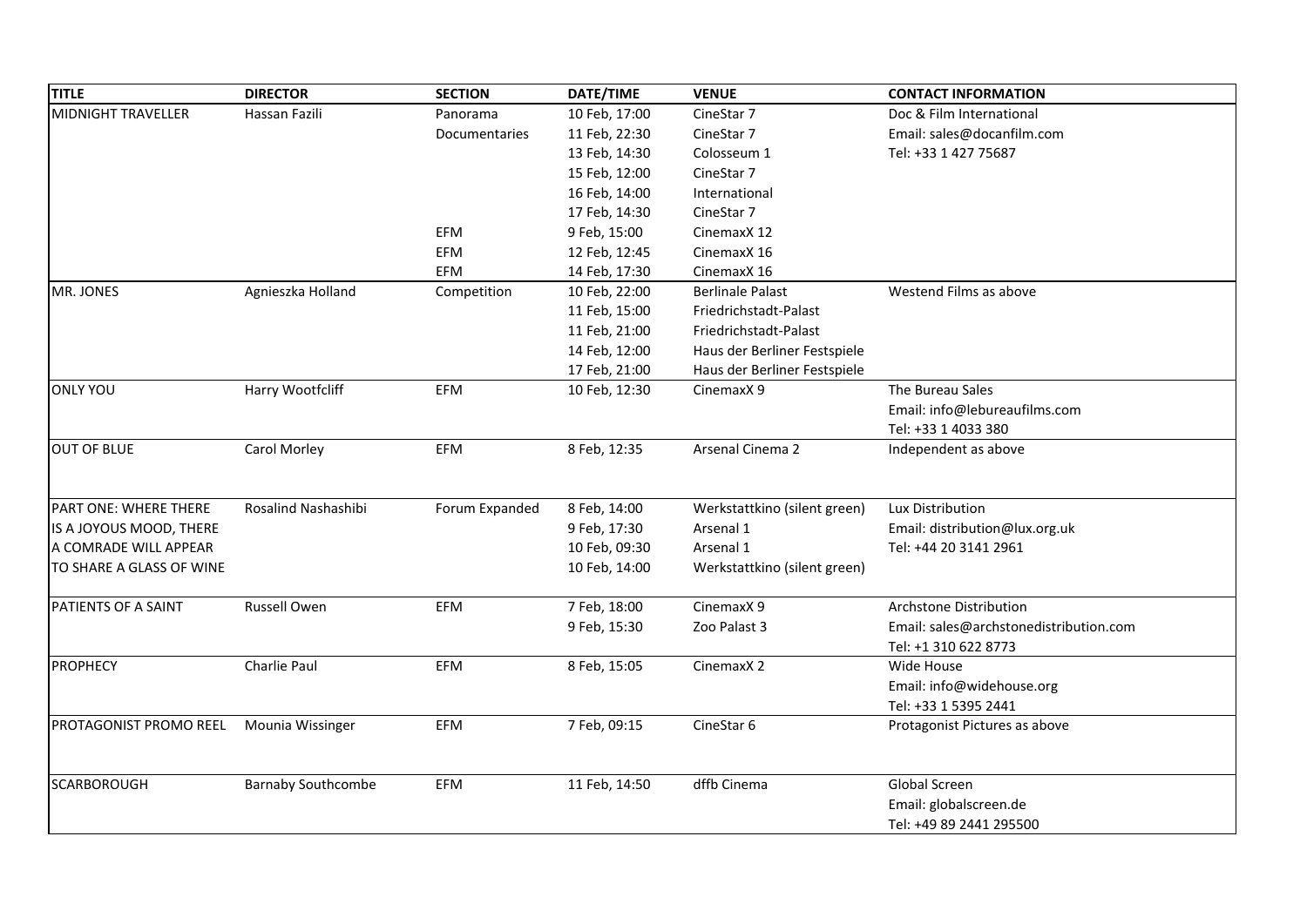| TITLE | DIRECTOR | SECTION | DATE/TIME | VENUE | CONTACT INFORMATION |
|---|---|---|---|---|---|
| MIDNIGHT TRAVELLER | Hassan Fazili | Panorama | 10 Feb, 17:00 | CineStar 7 | Doc & Film International |
| | | Documentaries | 11 Feb, 22:30 | CineStar 7 | Email: sales@docanfilm.com |
| | | | 13 Feb, 14:30 | Colosseum 1 | Tel: +33 1 427 75687 |
| | | | 15 Feb, 12:00 | CineStar 7 | |
| | | | 16 Feb, 14:00 | International | |
| | | | 17 Feb, 14:30 | CineStar 7 | |
| | | EFM | 9 Feb, 15:00 | CinemaxX 12 | |
| | | EFM | 12 Feb, 12:45 | CinemaxX 16 | |
| | | EFM | 14 Feb, 17:30 | CinemaxX 16 | |
| MR. JONES | Agnieszka Holland | Competition | 10 Feb, 22:00 | Berlinale Palast | Westend Films as above |
| | | | 11 Feb, 15:00 | Friedrichstadt-Palast | |
| | | | 11 Feb, 21:00 | Friedrichstadt-Palast | |
| | | | 14 Feb, 12:00 | Haus der Berliner Festspiele | |
| | | | 17 Feb, 21:00 | Haus der Berliner Festspiele | |
| ONLY YOU | Harry Wootfcliff | EFM | 10 Feb, 12:30 | CinemaxX 9 | The Bureau Sales |
| | | | | | Email: info@lebureaufilms.com |
| | | | | | Tel: +33 1 4033 380 |
| OUT OF BLUE | Carol Morley | EFM | 8 Feb, 12:35 | Arsenal Cinema 2 | Independent as above |
| PART ONE: WHERE THERE IS A JOYOUS MOOD, THERE A COMRADE WILL APPEAR TO SHARE A GLASS OF WINE | Rosalind Nashashibi | Forum Expanded | 8 Feb, 14:00 | Werkstattkino (silent green) | Lux Distribution |
| | | | 9 Feb, 17:30 | Arsenal 1 | Email: distribution@lux.org.uk |
| | | | 10 Feb, 09:30 | Arsenal 1 | Tel: +44 20 3141 2961 |
| | | | 10 Feb, 14:00 | Werkstattkino (silent green) | |
| PATIENTS OF A SAINT | Russell Owen | EFM | 7 Feb, 18:00 | CinemaxX 9 | Archstone Distribution |
| | | | 9 Feb, 15:30 | Zoo Palast 3 | Email: sales@archstonedistribution.com |
| | | | | | Tel: +1 310 622 8773 |
| PROPHECY | Charlie Paul | EFM | 8 Feb, 15:05 | CinemaxX 2 | Wide House |
| | | | | | Email: info@widehouse.org |
| | | | | | Tel: +33 1 5395 2441 |
| PROTAGONIST PROMO REEL | Mounia Wissinger | EFM | 7 Feb, 09:15 | CineStar 6 | Protagonist Pictures as above |
| SCARBOROUGH | Barnaby Southcombe | EFM | 11 Feb, 14:50 | dffb Cinema | Global Screen |
| | | | | | Email: globalscreen.de |
| | | | | | Tel: +49 89 2441 295500 |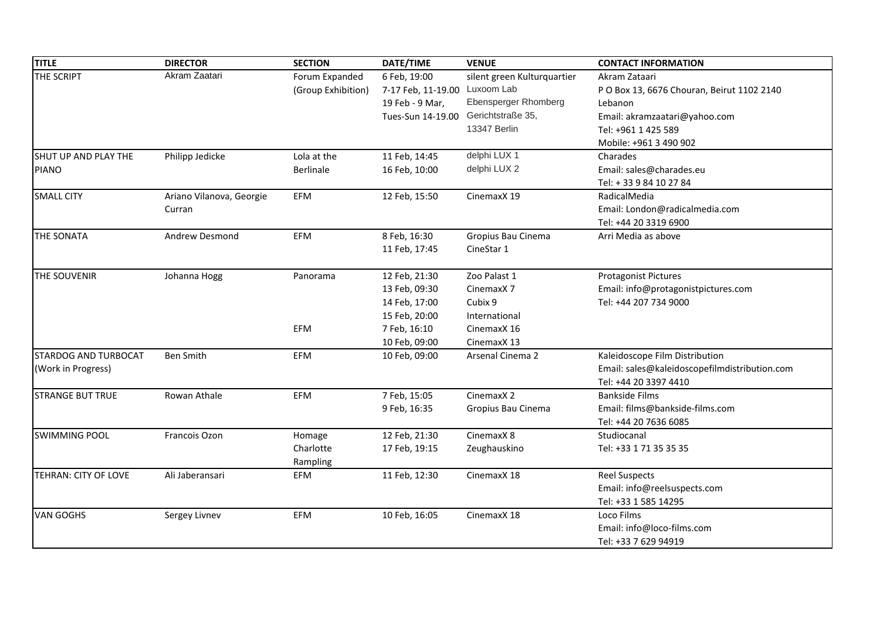| TITLE | DIRECTOR | SECTION | DATE/TIME | VENUE | CONTACT INFORMATION |
|---|---|---|---|---|---|
| THE SCRIPT | Akram Zaatari | Forum Expanded (Group Exhibition) | 6 Feb, 19:00<br>7-17 Feb, 11-19.00<br>19 Feb - 9 Mar, Tues-Sun 14-19.00 | silent green Kulturquartier<br>Luxoom Lab<br>Ebensperger Rhomberg Gerichtstraße 35, 13347 Berlin | Akram Zataari<br>P O Box 13, 6676 Chouran, Beirut 1102 2140 Lebanon<br>Email: akramzaatari@yahoo.com<br>Tel: +961 1 425 589<br>Mobile: +961 3 490 902 |
| SHUT UP AND PLAY THE PIANO | Philipp Jedicke | Lola at the Berlinale | 11 Feb, 14:45<br>16 Feb, 10:00 | delphi LUX 1<br>delphi LUX 2 | Charades<br>Email: sales@charades.eu<br>Tel: + 33 9 84 10 27 84 |
| SMALL CITY | Ariano Vilanova, Georgie Curran | EFM | 12 Feb, 15:50 | CinemaxX 19 | RadicalMedia<br>Email: London@radicalmedia.com<br>Tel: +44 20 3319 6900 |
| THE SONATA | Andrew Desmond | EFM | 8 Feb, 16:30<br>11 Feb, 17:45 | Gropius Bau Cinema<br>CineStar 1 | Arri Media as above |
| THE SOUVENIR | Johanna Hogg | Panorama | 12 Feb, 21:30<br>13 Feb, 09:30<br>14 Feb, 17:00<br>15 Feb, 20:00 | Zoo Palast 1<br>CinemaxX 7<br>Cubix 9<br>International | Protagonist Pictures<br>Email: info@protagonistpictures.com<br>Tel: +44 207 734 9000 |
| | | EFM | 7 Feb, 16:10<br>10 Feb, 09:00 | CinemaxX 16<br>CinemaxX 13 | |
| STARDOG AND TURBOCAT (Work in Progress) | Ben Smith | EFM | 10 Feb, 09:00 | Arsenal Cinema 2 | Kaleidoscope Film Distribution<br>Email: sales@kaleidoscopefilmdistribution.com<br>Tel: +44 20 3397 4410 |
| STRANGE BUT TRUE | Rowan Athale | EFM | 7 Feb, 15:05<br>9 Feb, 16:35 | CinemaxX 2<br>Gropius Bau Cinema | Bankside Films<br>Email: films@bankside-films.com<br>Tel: +44 20 7636 6085 |
| SWIMMING POOL | Francois Ozon | Homage Charlotte Rampling | 12 Feb, 21:30<br>17 Feb, 19:15 | CinemaxX 8<br>Zeughauskino | Studiocanal<br>Tel: +33 1 71 35 35 35 |
| TEHRAN: CITY OF LOVE | Ali Jaberansari | EFM | 11 Feb, 12:30 | CinemaxX 18 | Reel Suspects<br>Email: info@reelsuspects.com<br>Tel: +33 1 585 14295 |
| VAN GOGHS | Sergey Livnev | EFM | 10 Feb, 16:05 | CinemaxX 18 | Loco Films<br>Email: info@loco-films.com<br>Tel: +33 7 629 94919 |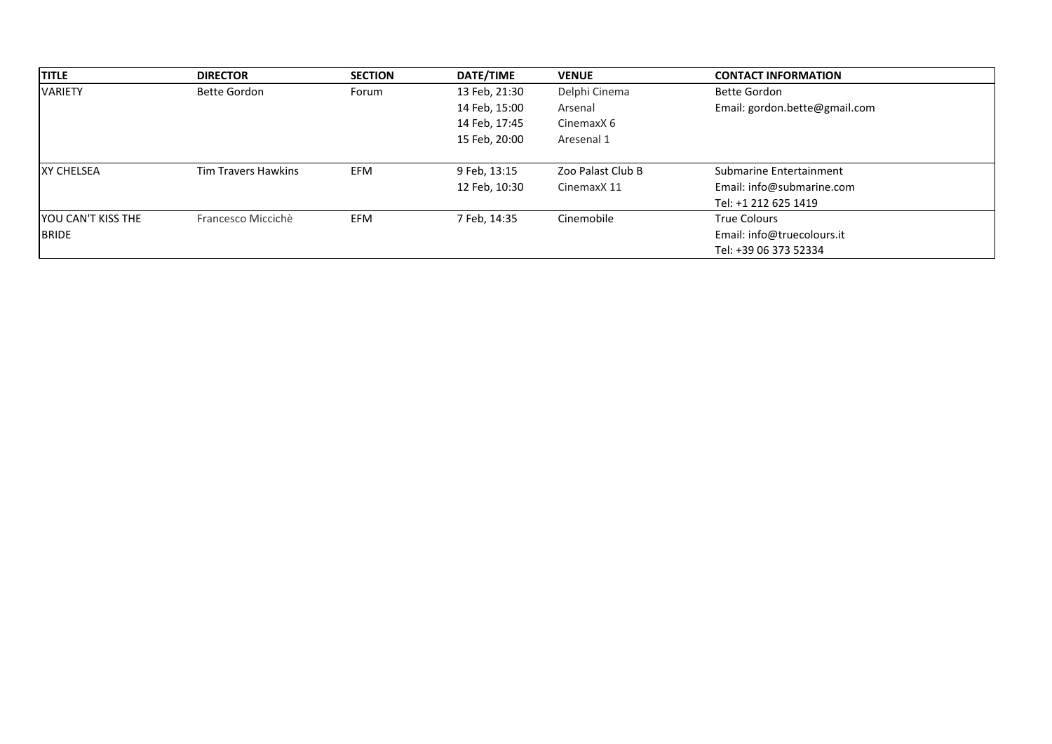| TITLE | DIRECTOR | SECTION | DATE/TIME | VENUE | CONTACT INFORMATION |
|---|---|---|---|---|---|
| VARIETY | Bette Gordon | Forum | 13 Feb, 21:30 | Delphi Cinema | Bette Gordon |
| | | | 14 Feb, 15:00 | Arsenal | Email: gordon.bette@gmail.com |
| | | | 14 Feb, 17:45 | CinemaxX 6 | |
| | | | 15 Feb, 20:00 | Aresenal 1 | |
| XY CHELSEA | Tim Travers Hawkins | EFM | 9 Feb, 13:15 | Zoo Palast Club B | Submarine Entertainment |
| | | | 12 Feb, 10:30 | CinemaxX 11 | Email: info@submarine.com |
| | | | | | Tel: +1 212 625 1419 |
| YOU CAN'T KISS THE BRIDE | Francesco Micciché | EFM | 7 Feb, 14:35 | Cinemobile | True Colours |
| | | | | | Email: info@truecolours.it |
| | | | | | Tel: +39 06 373 52334 |